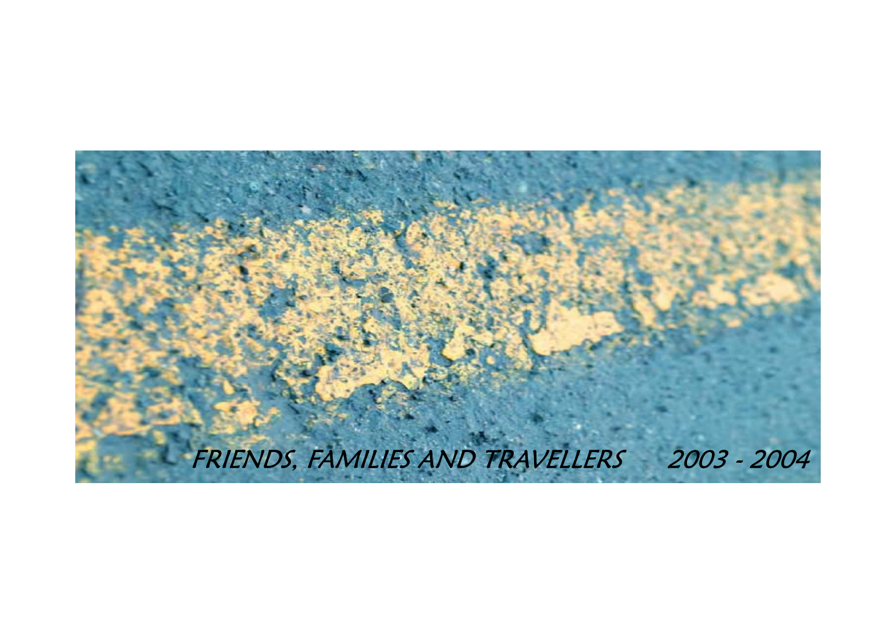# FRIENDS, FAMILIES AND TRAVELLERS 2003 - 2004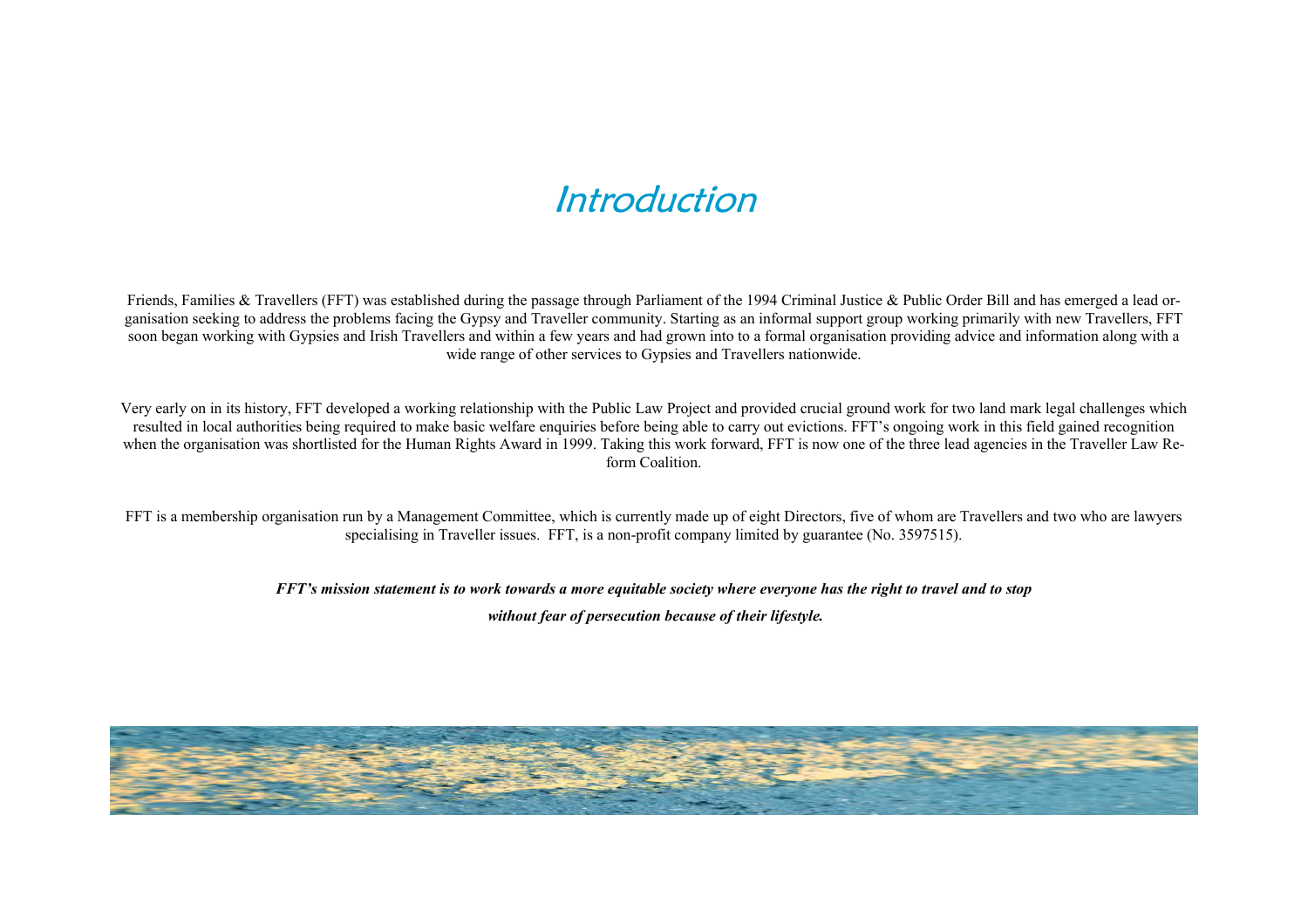# Introduction

Friends, Families & Travellers (FFT) was established during the passage through Parliament of the 1994 Criminal Justice & Public Order Bill and has emerged a lead organisation seeking to address the problems facing the Gypsy and Traveller community. Starting as an informal support group working primarily with new Travellers, FFT soon began working with Gypsies and Irish Travellers and within a few years and had grown into to a formal organisation providing advice and information along with a wide range of other services to Gypsies and Travellers nationwide.

Very early on in its history, FFT developed a working relationship with the Public Law Project and provided crucial ground work for two land mark legal challenges which resulted in local authorities being required to make basic welfare enquiries before being able to carry out evictions. FFT's ongoing work in this field gained recognition when the organisation was shortlisted for the Human Rights Award in 1999. Taking this work forward, FFT is now one of the three lead agencies in the Traveller Law Reform Coalition.

FFT is a membership organisation run by a Management Committee, which is currently made up of eight Directors, five of whom are Travellers and two who are lawyers specialising in Traveller issues. FFT, is a non-profit company limited by guarantee (No. 3597515).

***FFT's mission statement is to work towards a more equitable society where everyone has the right to travel and to stop without fear of persecution because of their lifestyle.***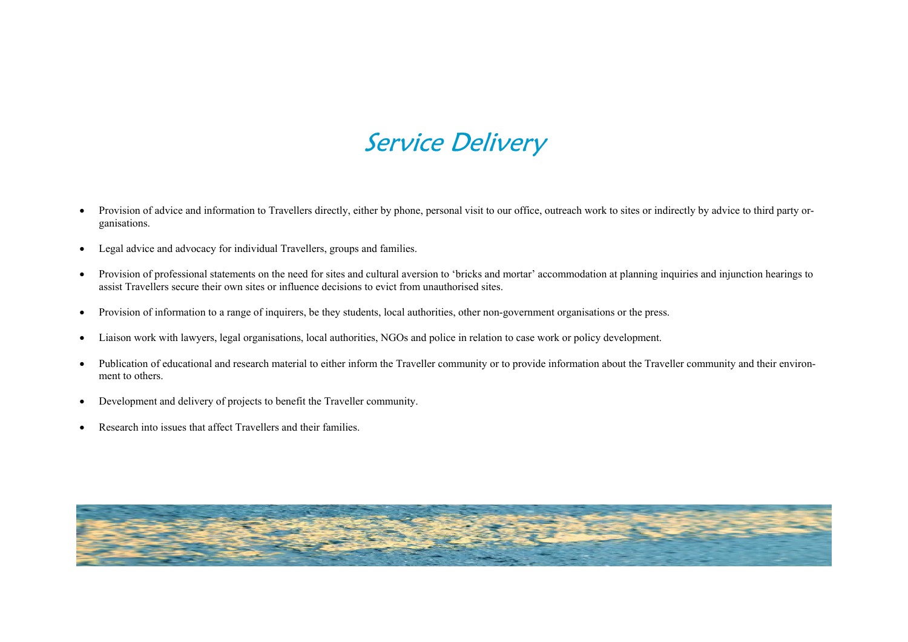# Service Delivery

- Provision of advice and information to Travellers directly, either by phone, personal visit to our office, outreach work to sites or indirectly by advice to third party organisations.
- Legal advice and advocacy for individual Travellers, groups and families.
- Provision of professional statements on the need for sites and cultural aversion to 'bricks and mortar' accommodation at planning inquiries and injunction hearings to assist Travellers secure their own sites or influence decisions to evict from unauthorised sites.
- Provision of information to a range of inquirers, be they students, local authorities, other non-government organisations or the press.
- Liaison work with lawyers, legal organisations, local authorities, NGOs and police in relation to case work or policy development.
- Publication of educational and research material to either inform the Traveller community or to provide information about the Traveller community and their environment to others.
- Development and delivery of projects to benefit the Traveller community.
- Research into issues that affect Travellers and their families.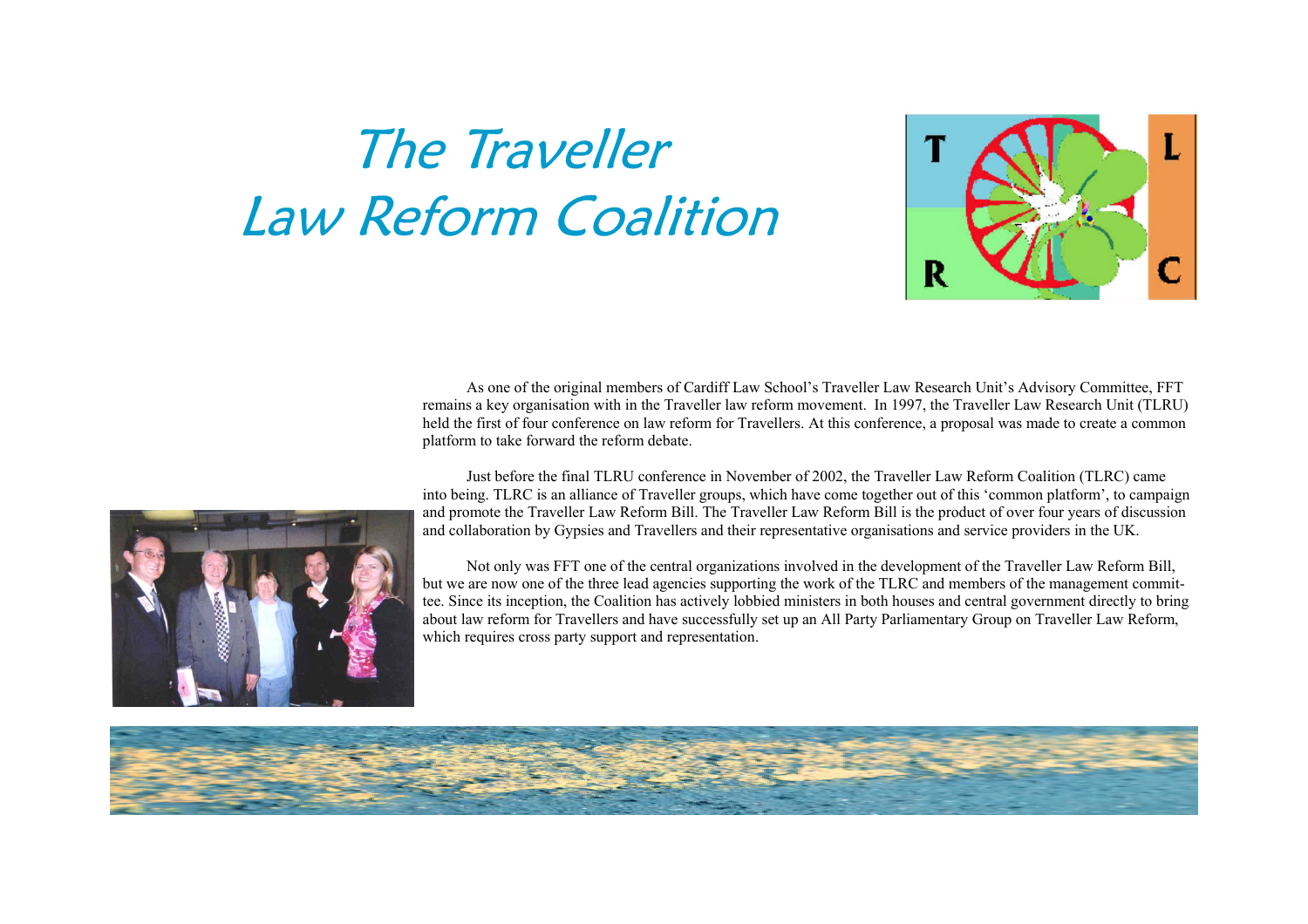# The Traveller Law Reform Coalition

As one of the original members of Cardiff Law School's Traveller Law Research Unit's Advisory Committee, FFT remains a key organisation with in the Traveller law reform movement. In 1997, the Traveller Law Research Unit (TLRU) held the first of four conference on law reform for Travellers. At this conference, a proposal was made to create a common platform to take forward the reform debate.

Just before the final TLRU conference in November of 2002, the Traveller Law Reform Coalition (TLRC) came into being. TLRC is an alliance of Traveller groups, which have come together out of this 'common platform', to campaign and promote the Traveller Law Reform Bill. The Traveller Law Reform Bill is the product of over four years of discussion and collaboration by Gypsies and Travellers and their representative organisations and service providers in the UK.

Not only was FFT one of the central organizations involved in the development of the Traveller Law Reform Bill, but we are now one of the three lead agencies supporting the work of the TLRC and members of the management committee. Since its inception, the Coalition has actively lobbied ministers in both houses and central government directly to bring about law reform for Travellers and have successfully set up an All Party Parliamentary Group on Traveller Law Reform, which requires cross party support and representation.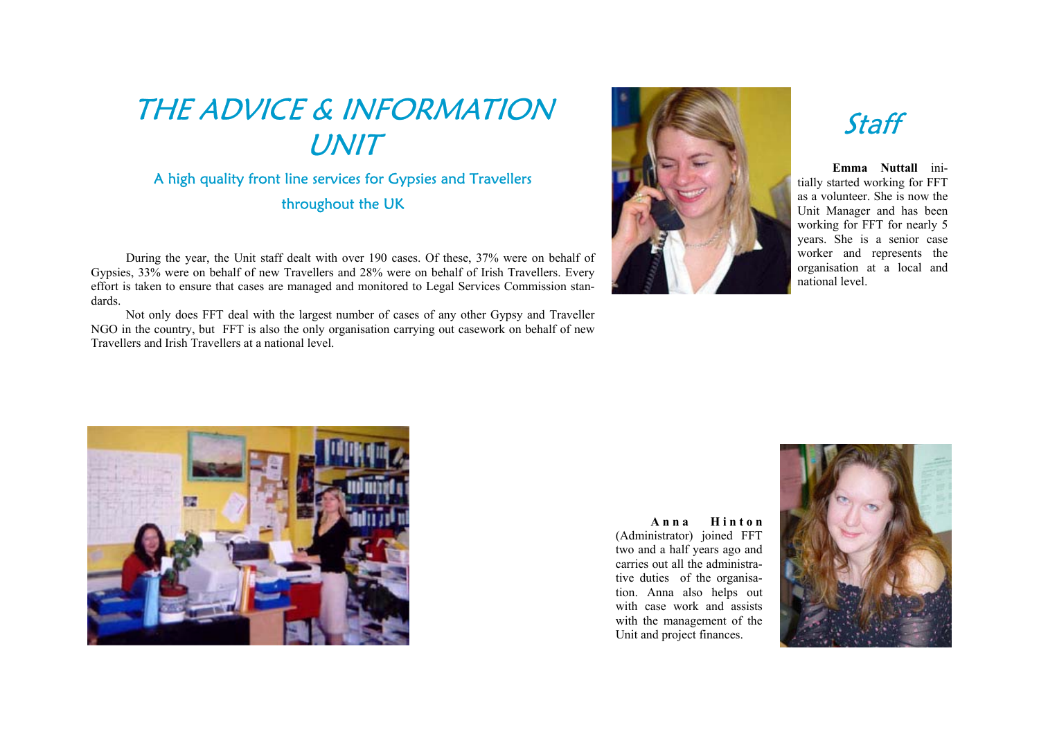# THE ADVICE & INFORMATION UNIT

## A high quality front line services for Gypsies and Travellers throughout the UK

During the year, the Unit staff dealt with over 190 cases. Of these, 37% were on behalf of Gypsies, 33% were on behalf of new Travellers and 28% were on behalf of Irish Travellers. Every effort is taken to ensure that cases are managed and monitored to Legal Services Commission standards.

Not only does FFT deal with the largest number of cases of any other Gypsy and Traveller NGO in the country, but FFT is also the only organisation carrying out casework on behalf of new Travellers and Irish Travellers at a national level.

## Staff

**Emma Nuttall** initially started working for FFT as a volunteer. She is now the Unit Manager and has been working for FFT for nearly 5 years. She is a senior case worker and represents the organisation at a local and national level.

**Anna Hinton** (Administrator) joined FFT two and a half years ago and carries out all the administrative duties of the organisation. Anna also helps out with case work and assists with the management of the Unit and project finances.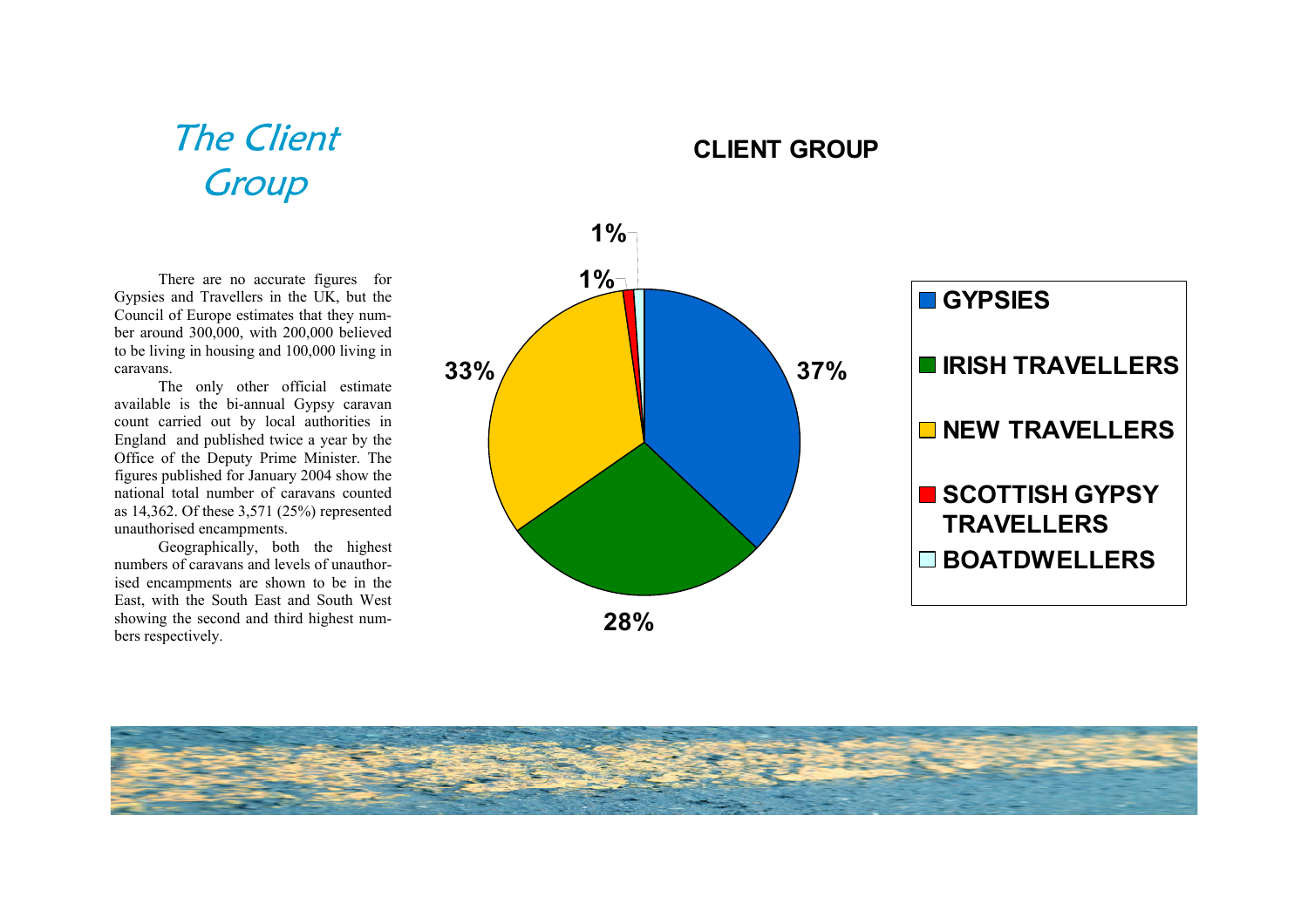# The Client Group

There are no accurate figures for Gypsies and Travellers in the UK, but the Council of Europe estimates that they number around 300,000, with 200,000 believed to be living in housing and 100,000 living in caravans.

The only other official estimate available is the bi-annual Gypsy caravan count carried out by local authorities in England and published twice a year by the Office of the Deputy Prime Minister. The figures published for January 2004 show the national total number of caravans counted as 14,362. Of these 3,571 (25%) represented unauthorised encampments.

Geographically, both the highest numbers of caravans and levels of unauthorised encampments are shown to be in the East, with the South East and South West showing the second and third highest numbers respectively.

**CLIENT GROUP**

| Group | Percentage |
|---|---|
| GYPSIES | 37% |
| IRISH TRAVELLERS | 28% |
| NEW TRAVELLERS | 33% |
| SCOTTISH GYPSY TRAVELLERS | 1% |
| BOATDWELLERS | 1% |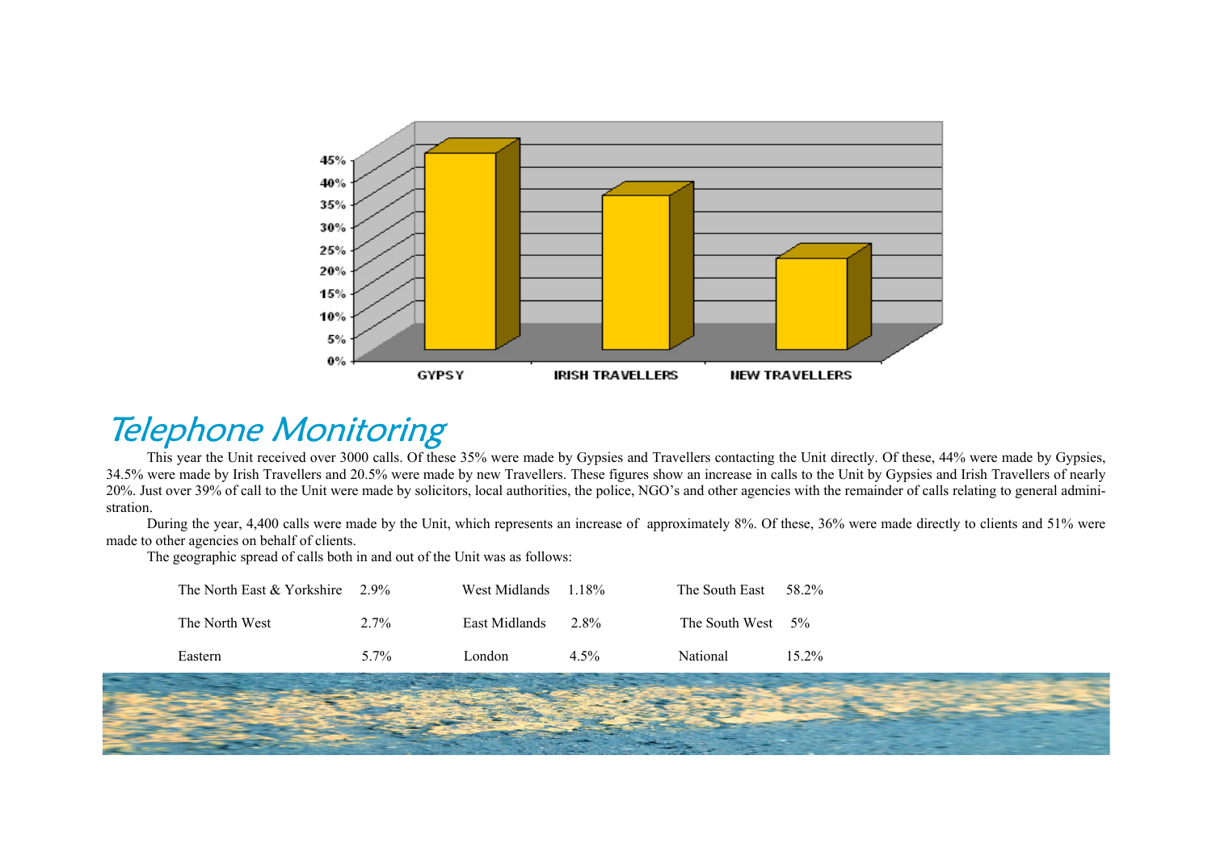## Telephone Monitoring

This year the Unit received over 3000 calls. Of these 35% were made by Gypsies and Travellers contacting the Unit directly. Of these, 44% were made by Gypsies, 34.5% were made by Irish Travellers and 20.5% were made by new Travellers. These figures show an increase in calls to the Unit by Gypsies and Irish Travellers of nearly 20%. Just over 39% of call to the Unit were made by solicitors, local authorities, the police, NGO's and other agencies with the remainder of calls relating to general administration.

During the year, 4,400 calls were made by the Unit, which represents an increase of approximately 8%. Of these, 36% were made directly to clients and 51% were made to other agencies on behalf of clients.

The geographic spread of calls both in and out of the Unit was as follows:

| | | | | | |
|---|---|---|---|---|---|
| The North East & Yorkshire | 2.9% | West Midlands | 1.18% | The South East | 58.2% |
| The North West | 2.7% | East Midlands | 2.8% | The South West | 5% |
| Eastern | 5.7% | London | 4.5% | National | 15.2% |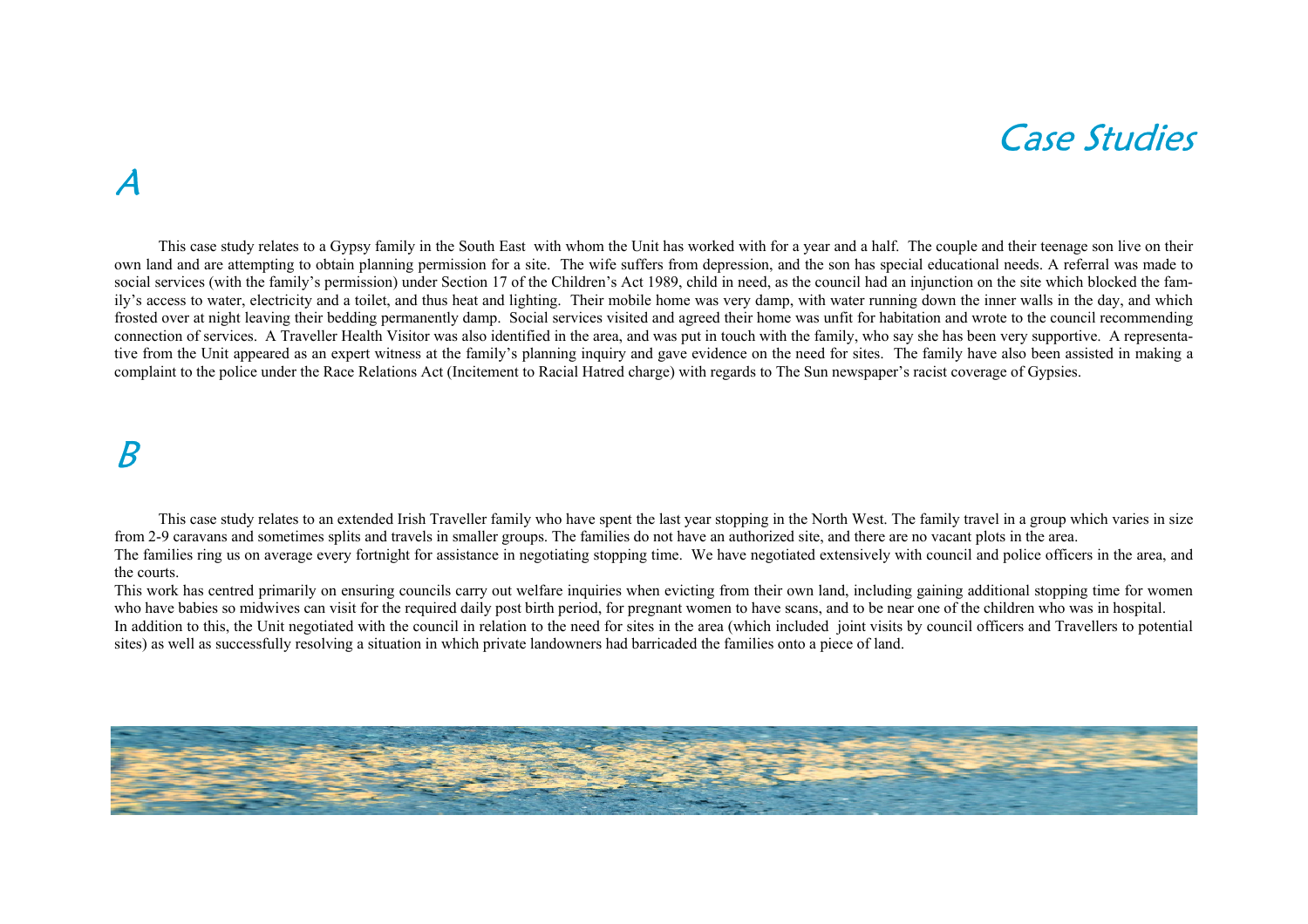# Case Studies

## A

This case study relates to a Gypsy family in the South East with whom the Unit has worked with for a year and a half. The couple and their teenage son live on their own land and are attempting to obtain planning permission for a site. The wife suffers from depression, and the son has special educational needs. A referral was made to social services (with the family's permission) under Section 17 of the Children's Act 1989, child in need, as the council had an injunction on the site which blocked the family's access to water, electricity and a toilet, and thus heat and lighting. Their mobile home was very damp, with water running down the inner walls in the day, and which frosted over at night leaving their bedding permanently damp. Social services visited and agreed their home was unfit for habitation and wrote to the council recommending connection of services. A Traveller Health Visitor was also identified in the area, and was put in touch with the family, who say she has been very supportive. A representative from the Unit appeared as an expert witness at the family's planning inquiry and gave evidence on the need for sites. The family have also been assisted in making a complaint to the police under the Race Relations Act (Incitement to Racial Hatred charge) with regards to The Sun newspaper's racist coverage of Gypsies.

## B

This case study relates to an extended Irish Traveller family who have spent the last year stopping in the North West. The family travel in a group which varies in size from 2-9 caravans and sometimes splits and travels in smaller groups. The families do not have an authorized site, and there are no vacant plots in the area.

The families ring us on average every fortnight for assistance in negotiating stopping time. We have negotiated extensively with council and police officers in the area, and the courts.

This work has centred primarily on ensuring councils carry out welfare inquiries when evicting from their own land, including gaining additional stopping time for women who have babies so midwives can visit for the required daily post birth period, for pregnant women to have scans, and to be near one of the children who was in hospital.

In addition to this, the Unit negotiated with the council in relation to the need for sites in the area (which included joint visits by council officers and Travellers to potential sites) as well as successfully resolving a situation in which private landowners had barricaded the families onto a piece of land.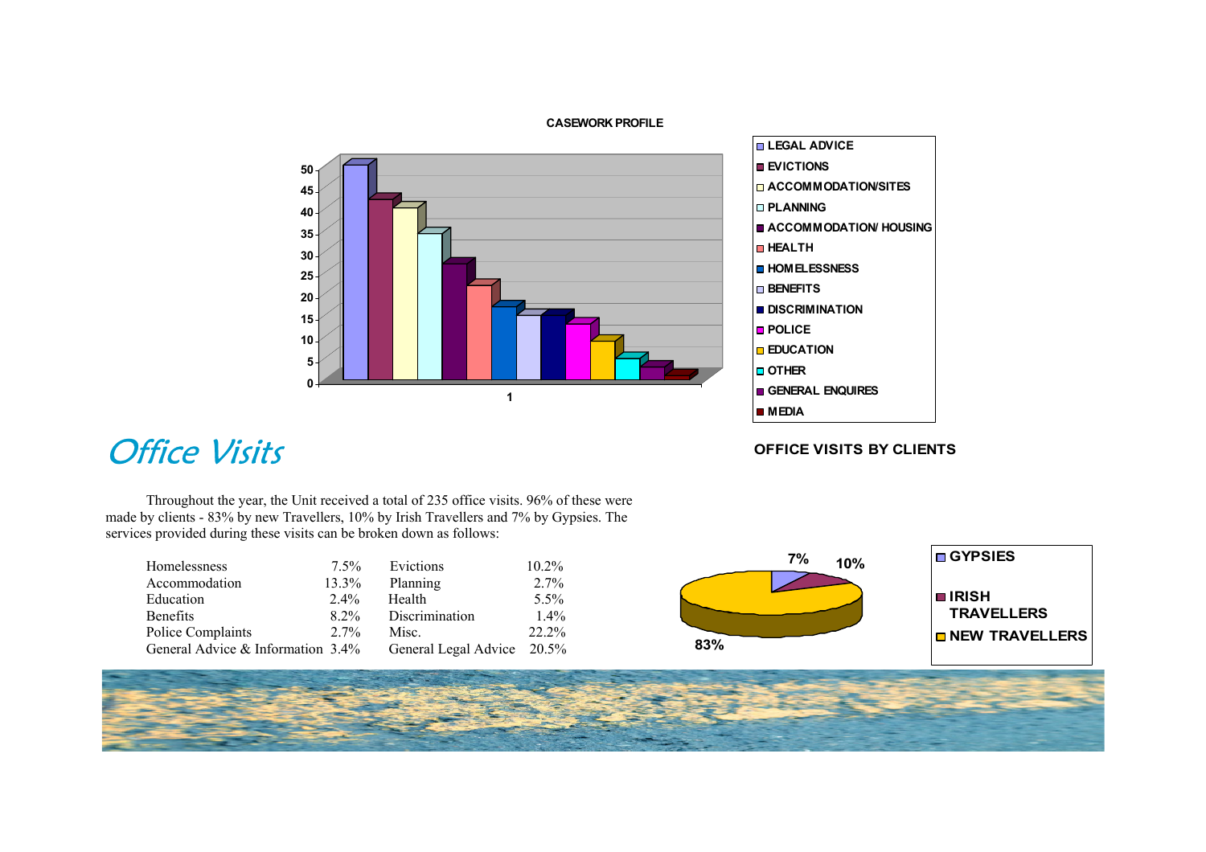**CASEWORK PROFILE**

- LEGAL ADVICE
- EVICTIONS
- ACCOMMODATION/SITES
- PLANNING
- ACCOMMODATION/ HOUSING
- HEALTH
- HOMELESSNESS
- BENEFITS
- DISCRIMINATION
- POLICE
- EDUCATION
- OTHER
- GENERAL ENQUIRES
- MEDIA

# Office Visits

Throughout the year, the Unit received a total of 235 office visits. 96% of these were made by clients - 83% by new Travellers, 10% by Irish Travellers and 7% by Gypsies. The services provided during these visits can be broken down as follows:

| | | | |
|---|---|---|---|
| Homelessness | 7.5% | Evictions | 10.2% |
| Accommodation | 13.3% | Planning | 2.7% |
| Education | 2.4% | Health | 5.5% |
| Benefits | 8.2% | Discrimination | 1.4% |
| Police Complaints | 2.7% | Misc. | 22.2% |
| General Advice & Information | 3.4% | General Legal Advice | 20.5% |

**OFFICE VISITS BY CLIENTS**

- GYPSIES 7%
- IRISH TRAVELLERS 10%
- NEW TRAVELLERS 83%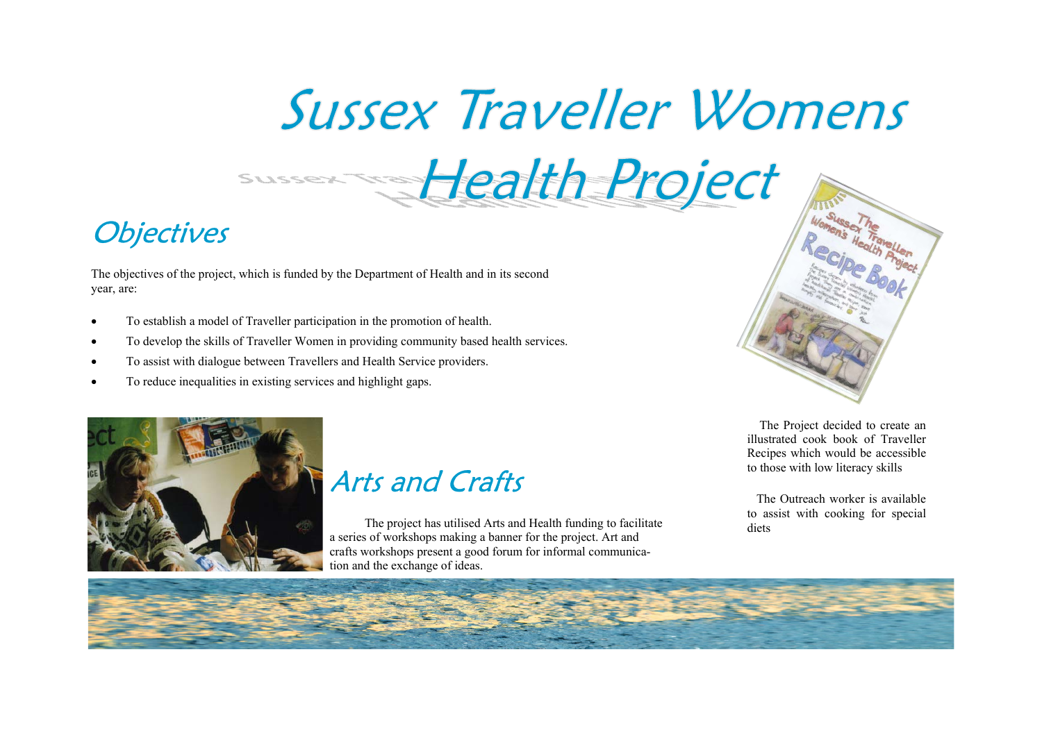# Sussex Traveller Womens Health Project

## Objectives

The objectives of the project, which is funded by the Department of Health and in its second year, are:

- To establish a model of Traveller participation in the promotion of health.
- To develop the skills of Traveller Women in providing community based health services.
- To assist with dialogue between Travellers and Health Service providers.
- To reduce inequalities in existing services and highlight gaps.

## Arts and Crafts

The project has utilised Arts and Health funding to facilitate a series of workshops making a banner for the project. Art and crafts workshops present a good forum for informal communication and the exchange of ideas.

The Project decided to create an illustrated cook book of Traveller Recipes which would be accessible to those with low literacy skills

The Outreach worker is available to assist with cooking for special diets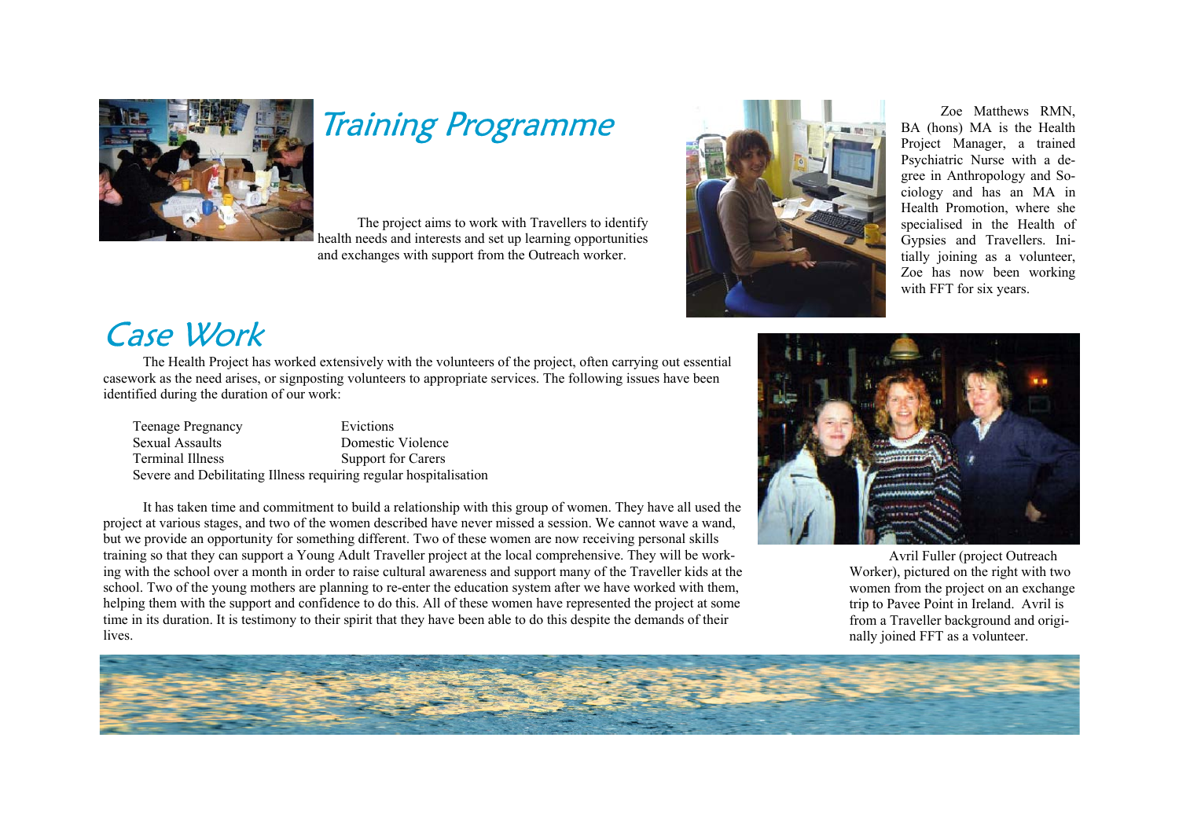## Training Programme

The project aims to work with Travellers to identify health needs and interests and set up learning opportunities and exchanges with support from the Outreach worker.

Zoe Matthews RMN, BA (hons) MA is the Health Project Manager, a trained Psychiatric Nurse with a degree in Anthropology and Sociology and has an MA in Health Promotion, where she specialised in the Health of Gypsies and Travellers. Initially joining as a volunteer, Zoe has now been working with FFT for six years.

## Case Work

The Health Project has worked extensively with the volunteers of the project, often carrying out essential casework as the need arises, or signposting volunteers to appropriate services. The following issues have been identified during the duration of our work:

- Teenage Pregnancy
- Evictions
- Sexual Assaults
- Domestic Violence
- Terminal Illness
- Support for Carers
- Severe and Debilitating Illness requiring regular hospitalisation

It has taken time and commitment to build a relationship with this group of women. They have all used the project at various stages, and two of the women described have never missed a session. We cannot wave a wand, but we provide an opportunity for something different. Two of these women are now receiving personal skills training so that they can support a Young Adult Traveller project at the local comprehensive. They will be working with the school over a month in order to raise cultural awareness and support many of the Traveller kids at the school. Two of the young mothers are planning to re-enter the education system after we have worked with them, helping them with the support and confidence to do this. All of these women have represented the project at some time in its duration. It is testimony to their spirit that they have been able to do this despite the demands of their lives.

Avril Fuller (project Outreach Worker), pictured on the right with two women from the project on an exchange trip to Pavee Point in Ireland. Avril is from a Traveller background and originally joined FFT as a volunteer.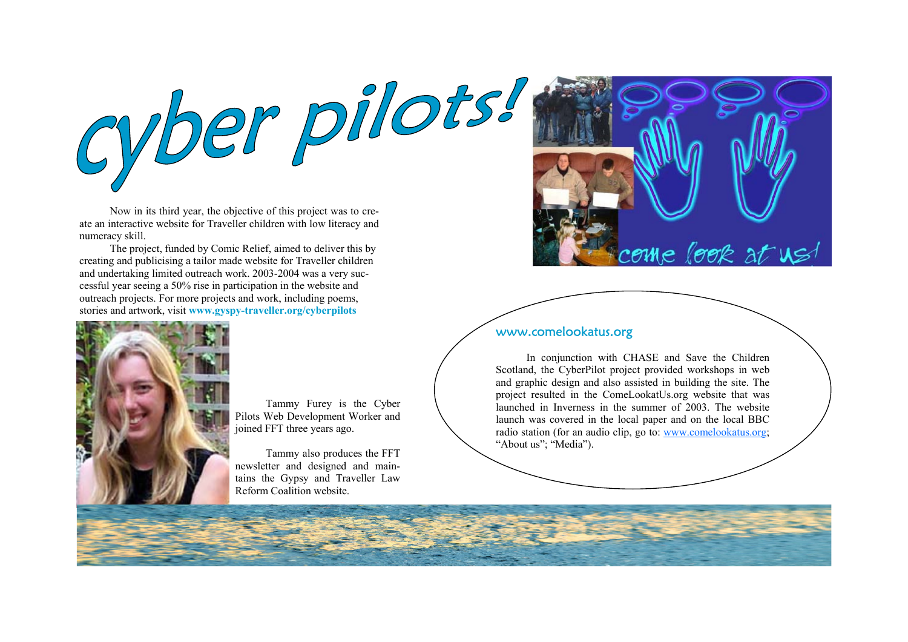# cyber pilots!

Now in its third year, the objective of this project was to create an interactive website for Traveller children with low literacy and numeracy skill.

The project, funded by Comic Relief, aimed to deliver this by creating and publicising a tailor made website for Traveller children and undertaking limited outreach work. 2003-2004 was a very successful year seeing a 50% rise in participation in the website and outreach projects. For more projects and work, including poems, stories and artwork, visit **www.gyspy-traveller.org/cyberpilots**

Tammy Furey is the Cyber Pilots Web Development Worker and joined FFT three years ago.

Tammy also produces the FFT newsletter and designed and maintains the Gypsy and Traveller Law Reform Coalition website.

## www.comelookatus.org

In conjunction with CHASE and Save the Children Scotland, the CyberPilot project provided workshops in web and graphic design and also assisted in building the site. The project resulted in the ComeLookatUs.org website that was launched in Inverness in the summer of 2003. The website launch was covered in the local paper and on the local BBC radio station (for an audio clip, go to: www.comelookatus.org; "About us"; "Media").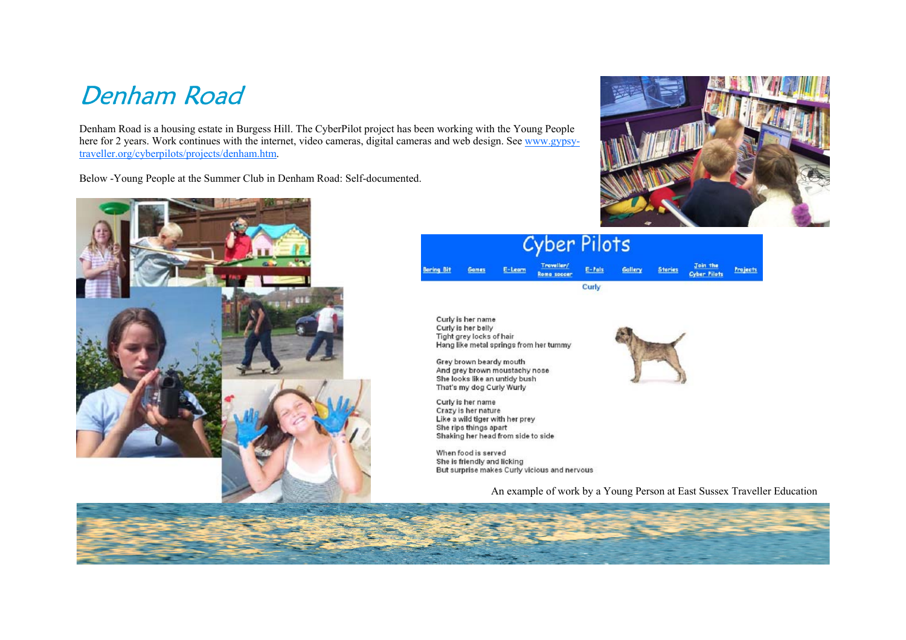# Denham Road

Denham Road is a housing estate in Burgess Hill. The CyberPilot project has been working with the Young People here for 2 years. Work continues with the internet, video cameras, digital cameras and web design. See [www.gypsy-traveller.org/cyberpilots/projects/denham.htm](www.gypsy-traveller.org/cyberpilots/projects/denham.htm).

Below -Young People at the Summer Club in Denham Road: Self-documented.

Cyber Pilots

Boring Bit | Games | E-Learn | Traveller/ Roma soccer | E-Pals | Gallery | Stories | Join the Cyber Pilots | Projects

Curly

Curly is her name
Curly is her belly
Tight grey locks of hair
Hang like metal springs from her tummy

Grey brown beardy mouth
And grey brown moustachy nose
She looks like an untidy bush
That's my dog Curly Wurly

Curly is her name
Crazy is her nature
Like a wild tiger with her prey
She rips things apart
Shaking her head from side to side

When food is served
She is friendly and licking
But surprise makes Curly vicious and nervous

An example of work by a Young Person at East Sussex Traveller Education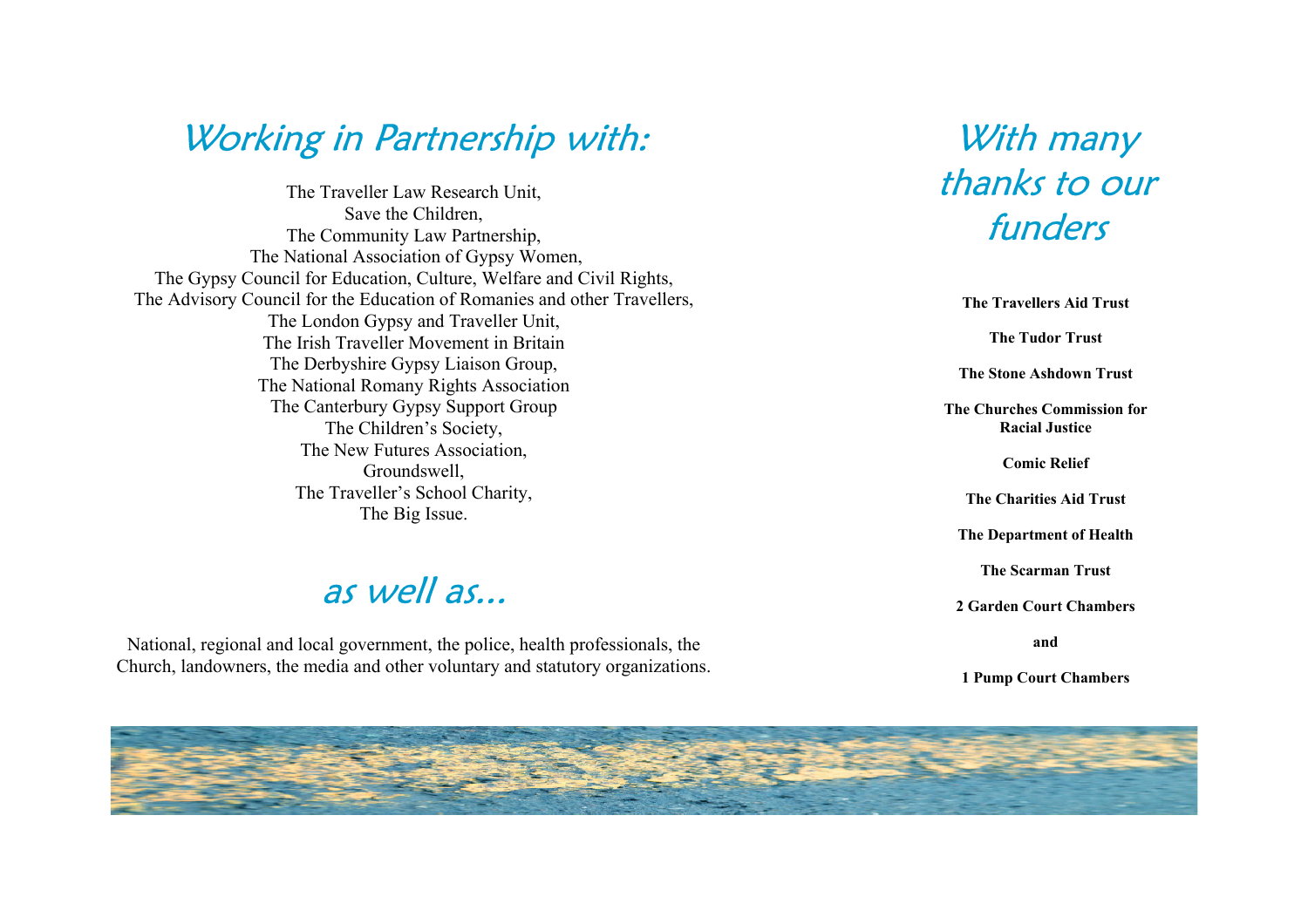## *Working in Partnership with:*

The Traveller Law Research Unit,
Save the Children,
The Community Law Partnership,
The National Association of Gypsy Women,
The Gypsy Council for Education, Culture, Welfare and Civil Rights,
The Advisory Council for the Education of Romanies and other Travellers,
The London Gypsy and Traveller Unit,
The Irish Traveller Movement in Britain
The Derbyshire Gypsy Liaison Group,
The National Romany Rights Association
The Canterbury Gypsy Support Group
The Children's Society,
The New Futures Association,
Groundswell,
The Traveller's School Charity,
The Big Issue.

## *as well as...*

National, regional and local government, the police, health professionals, the Church, landowners, the media and other voluntary and statutory organizations.

## *With many thanks to our funders*

**The Travellers Aid Trust**

**The Tudor Trust**

**The Stone Ashdown Trust**

**The Churches Commission for Racial Justice**

**Comic Relief**

**The Charities Aid Trust**

**The Department of Health**

**The Scarman Trust**

**2 Garden Court Chambers**

**and**

**1 Pump Court Chambers**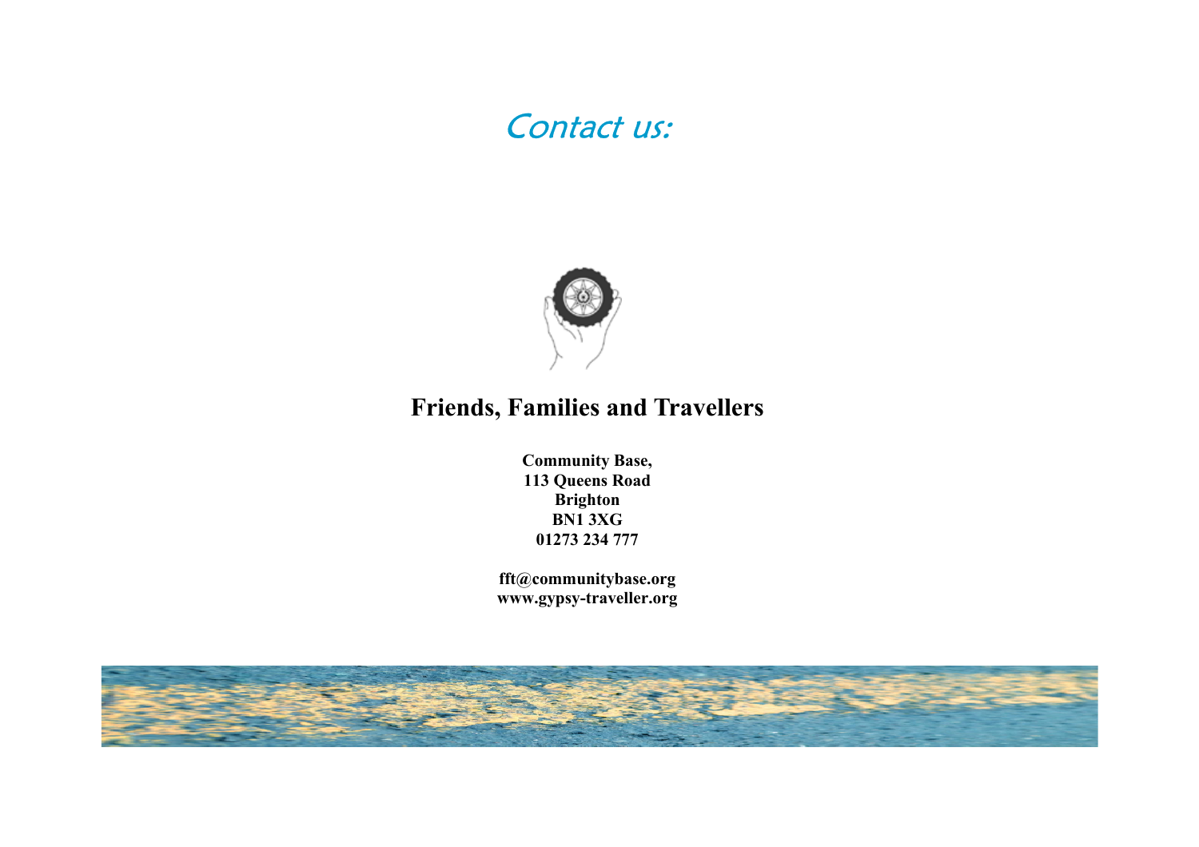# Contact us:

## Friends, Families and Travellers

**Community Base,**
**113 Queens Road**
**Brighton**
**BN1 3XG**
**01273 234 777**

**fft@communitybase.org**
**www.gypsy-traveller.org**